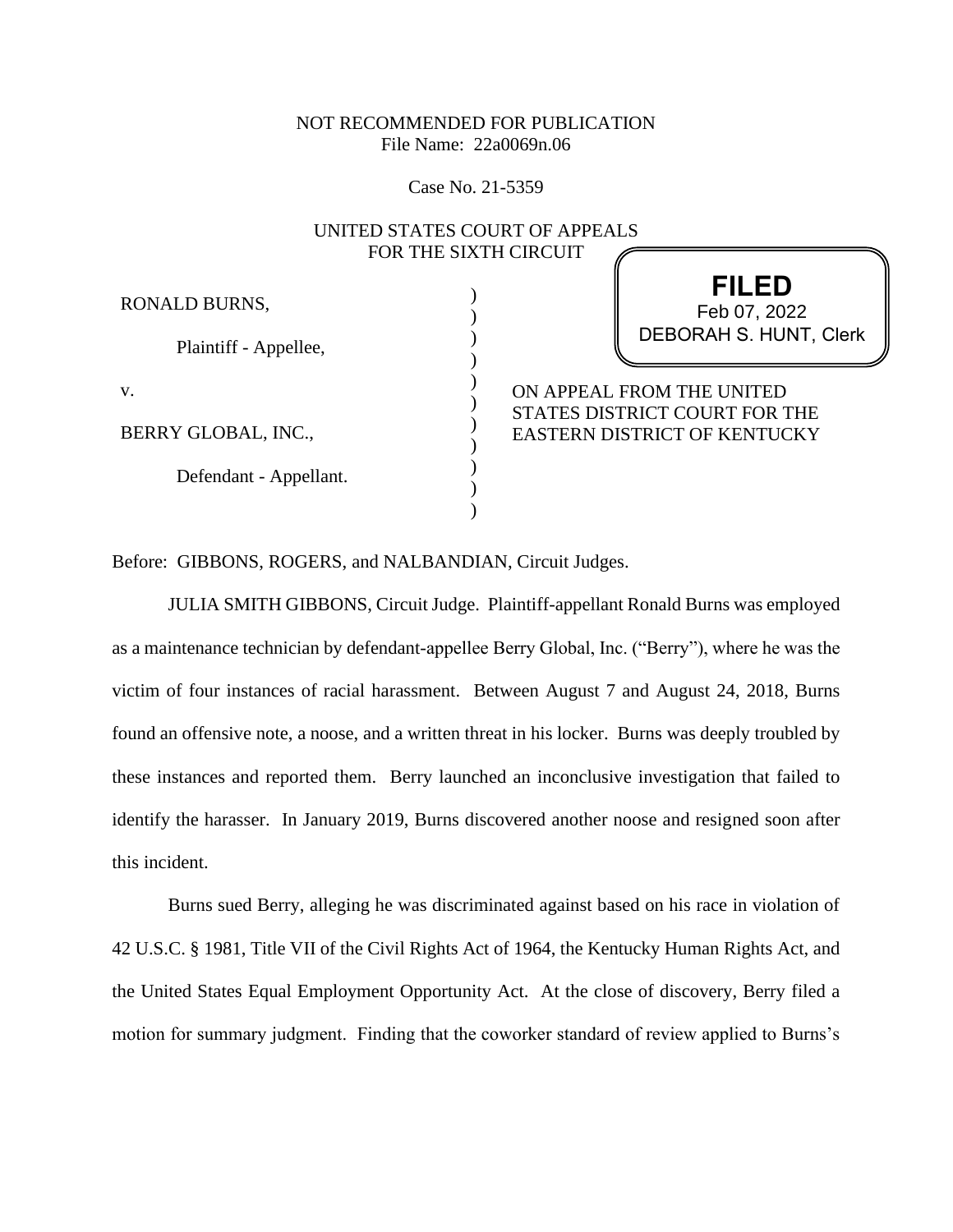NOT RECOMMENDED FOR PUBLICATION
File Name: 22a0069n.06

Case No. 21-5359

UNITED STATES COURT OF APPEALS
FOR THE SIXTH CIRCUIT

**FILED**
Feb 07, 2022
DEBORAH S. HUNT, Clerk

RONALD BURNS,

Plaintiff - Appellee,

v.

BERRY GLOBAL, INC.,

Defendant - Appellant.

ON APPEAL FROM THE UNITED STATES DISTRICT COURT FOR THE EASTERN DISTRICT OF KENTUCKY

Before: GIBBONS, ROGERS, and NALBANDIAN, Circuit Judges.

JULIA SMITH GIBBONS, Circuit Judge. Plaintiff-appellant Ronald Burns was employed as a maintenance technician by defendant-appellee Berry Global, Inc. ("Berry"), where he was the victim of four instances of racial harassment. Between August 7 and August 24, 2018, Burns found an offensive note, a noose, and a written threat in his locker. Burns was deeply troubled by these instances and reported them. Berry launched an inconclusive investigation that failed to identify the harasser. In January 2019, Burns discovered another noose and resigned soon after this incident.

Burns sued Berry, alleging he was discriminated against based on his race in violation of 42 U.S.C. § 1981, Title VII of the Civil Rights Act of 1964, the Kentucky Human Rights Act, and the United States Equal Employment Opportunity Act. At the close of discovery, Berry filed a motion for summary judgment. Finding that the coworker standard of review applied to Burns's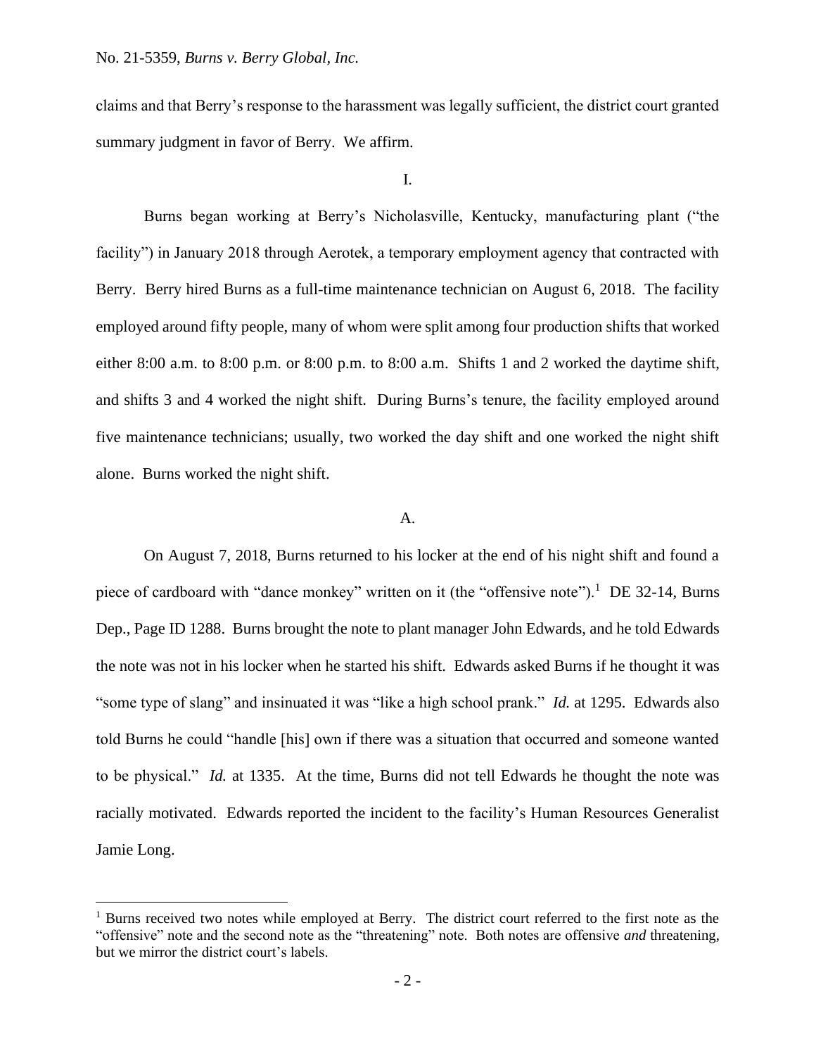claims and that Berry's response to the harassment was legally sufficient, the district court granted summary judgment in favor of Berry. We affirm.

## I.

Burns began working at Berry's Nicholasville, Kentucky, manufacturing plant ("the facility") in January 2018 through Aerotek, a temporary employment agency that contracted with Berry. Berry hired Burns as a full-time maintenance technician on August 6, 2018. The facility employed around fifty people, many of whom were split among four production shifts that worked either 8:00 a.m. to 8:00 p.m. or 8:00 p.m. to 8:00 a.m. Shifts 1 and 2 worked the daytime shift, and shifts 3 and 4 worked the night shift. During Burns's tenure, the facility employed around five maintenance technicians; usually, two worked the day shift and one worked the night shift alone. Burns worked the night shift.

### A.

On August 7, 2018, Burns returned to his locker at the end of his night shift and found a piece of cardboard with "dance monkey" written on it (the "offensive note").[1] DE 32-14, Burns Dep., Page ID 1288. Burns brought the note to plant manager John Edwards, and he told Edwards the note was not in his locker when he started his shift. Edwards asked Burns if he thought it was "some type of slang" and insinuated it was "like a high school prank." *Id.* at 1295. Edwards also told Burns he could "handle [his] own if there was a situation that occurred and someone wanted to be physical." *Id.* at 1335. At the time, Burns did not tell Edwards he thought the note was racially motivated. Edwards reported the incident to the facility's Human Resources Generalist Jamie Long.

---

[1] Burns received two notes while employed at Berry. The district court referred to the first note as the "offensive" note and the second note as the "threatening" note. Both notes are offensive *and* threatening, but we mirror the district court's labels.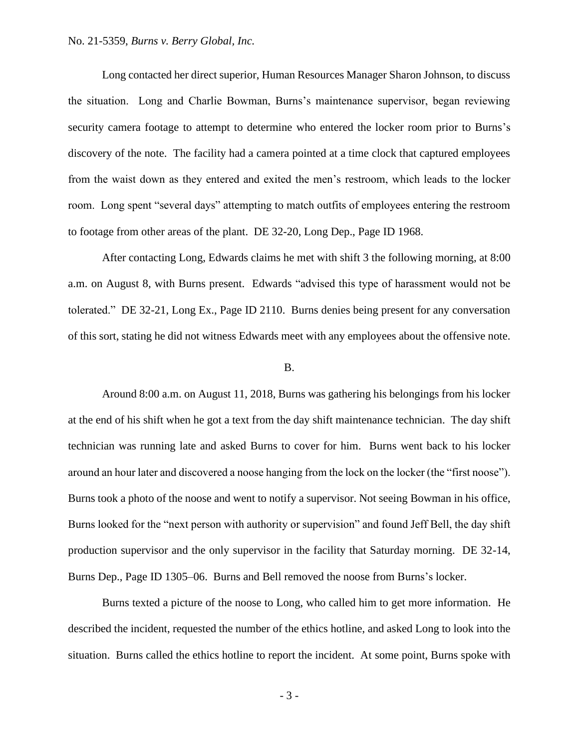Long contacted her direct superior, Human Resources Manager Sharon Johnson, to discuss the situation. Long and Charlie Bowman, Burns's maintenance supervisor, began reviewing security camera footage to attempt to determine who entered the locker room prior to Burns's discovery of the note. The facility had a camera pointed at a time clock that captured employees from the waist down as they entered and exited the men's restroom, which leads to the locker room. Long spent "several days" attempting to match outfits of employees entering the restroom to footage from other areas of the plant. DE 32-20, Long Dep., Page ID 1968.

After contacting Long, Edwards claims he met with shift 3 the following morning, at 8:00 a.m. on August 8, with Burns present. Edwards "advised this type of harassment would not be tolerated." DE 32-21, Long Ex., Page ID 2110. Burns denies being present for any conversation of this sort, stating he did not witness Edwards meet with any employees about the offensive note.

### B.

Around 8:00 a.m. on August 11, 2018, Burns was gathering his belongings from his locker at the end of his shift when he got a text from the day shift maintenance technician. The day shift technician was running late and asked Burns to cover for him. Burns went back to his locker around an hour later and discovered a noose hanging from the lock on the locker (the "first noose"). Burns took a photo of the noose and went to notify a supervisor. Not seeing Bowman in his office, Burns looked for the "next person with authority or supervision" and found Jeff Bell, the day shift production supervisor and the only supervisor in the facility that Saturday morning. DE 32-14, Burns Dep., Page ID 1305–06. Burns and Bell removed the noose from Burns's locker.

Burns texted a picture of the noose to Long, who called him to get more information. He described the incident, requested the number of the ethics hotline, and asked Long to look into the situation. Burns called the ethics hotline to report the incident. At some point, Burns spoke with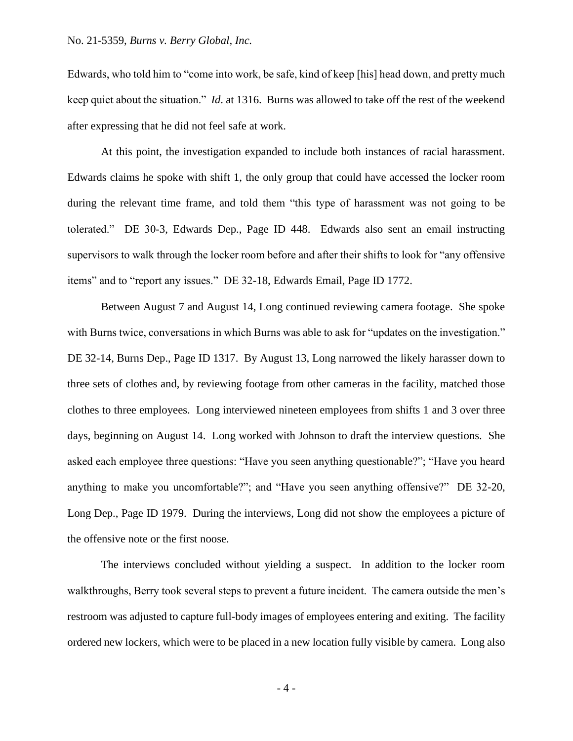Edwards, who told him to "come into work, be safe, kind of keep [his] head down, and pretty much keep quiet about the situation." *Id*. at 1316. Burns was allowed to take off the rest of the weekend after expressing that he did not feel safe at work.

At this point, the investigation expanded to include both instances of racial harassment. Edwards claims he spoke with shift 1, the only group that could have accessed the locker room during the relevant time frame, and told them "this type of harassment was not going to be tolerated." DE 30-3, Edwards Dep., Page ID 448. Edwards also sent an email instructing supervisors to walk through the locker room before and after their shifts to look for "any offensive items" and to "report any issues." DE 32-18, Edwards Email, Page ID 1772.

Between August 7 and August 14, Long continued reviewing camera footage. She spoke with Burns twice, conversations in which Burns was able to ask for "updates on the investigation." DE 32-14, Burns Dep., Page ID 1317. By August 13, Long narrowed the likely harasser down to three sets of clothes and, by reviewing footage from other cameras in the facility, matched those clothes to three employees. Long interviewed nineteen employees from shifts 1 and 3 over three days, beginning on August 14. Long worked with Johnson to draft the interview questions. She asked each employee three questions: "Have you seen anything questionable?"; "Have you heard anything to make you uncomfortable?"; and "Have you seen anything offensive?" DE 32-20, Long Dep., Page ID 1979. During the interviews, Long did not show the employees a picture of the offensive note or the first noose.

The interviews concluded without yielding a suspect. In addition to the locker room walkthroughs, Berry took several steps to prevent a future incident. The camera outside the men's restroom was adjusted to capture full-body images of employees entering and exiting. The facility ordered new lockers, which were to be placed in a new location fully visible by camera. Long also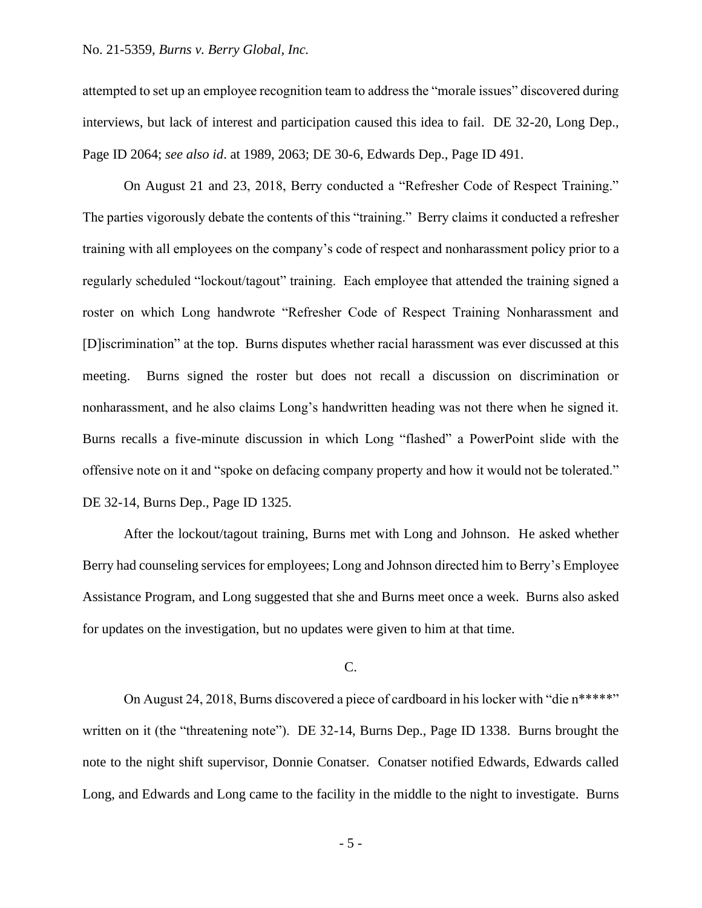attempted to set up an employee recognition team to address the "morale issues" discovered during interviews, but lack of interest and participation caused this idea to fail. DE 32-20, Long Dep., Page ID 2064; *see also id*. at 1989, 2063; DE 30-6, Edwards Dep., Page ID 491.

On August 21 and 23, 2018, Berry conducted a "Refresher Code of Respect Training." The parties vigorously debate the contents of this "training." Berry claims it conducted a refresher training with all employees on the company's code of respect and nonharassment policy prior to a regularly scheduled "lockout/tagout" training. Each employee that attended the training signed a roster on which Long handwrote "Refresher Code of Respect Training Nonharassment and [D]iscrimination" at the top. Burns disputes whether racial harassment was ever discussed at this meeting. Burns signed the roster but does not recall a discussion on discrimination or nonharassment, and he also claims Long's handwritten heading was not there when he signed it. Burns recalls a five-minute discussion in which Long "flashed" a PowerPoint slide with the offensive note on it and "spoke on defacing company property and how it would not be tolerated." DE 32-14, Burns Dep., Page ID 1325.

After the lockout/tagout training, Burns met with Long and Johnson. He asked whether Berry had counseling services for employees; Long and Johnson directed him to Berry's Employee Assistance Program, and Long suggested that she and Burns meet once a week. Burns also asked for updates on the investigation, but no updates were given to him at that time.

C.

On August 24, 2018, Burns discovered a piece of cardboard in his locker with "die n*****" written on it (the "threatening note"). DE 32-14, Burns Dep., Page ID 1338. Burns brought the note to the night shift supervisor, Donnie Conatser. Conatser notified Edwards, Edwards called Long, and Edwards and Long came to the facility in the middle to the night to investigate. Burns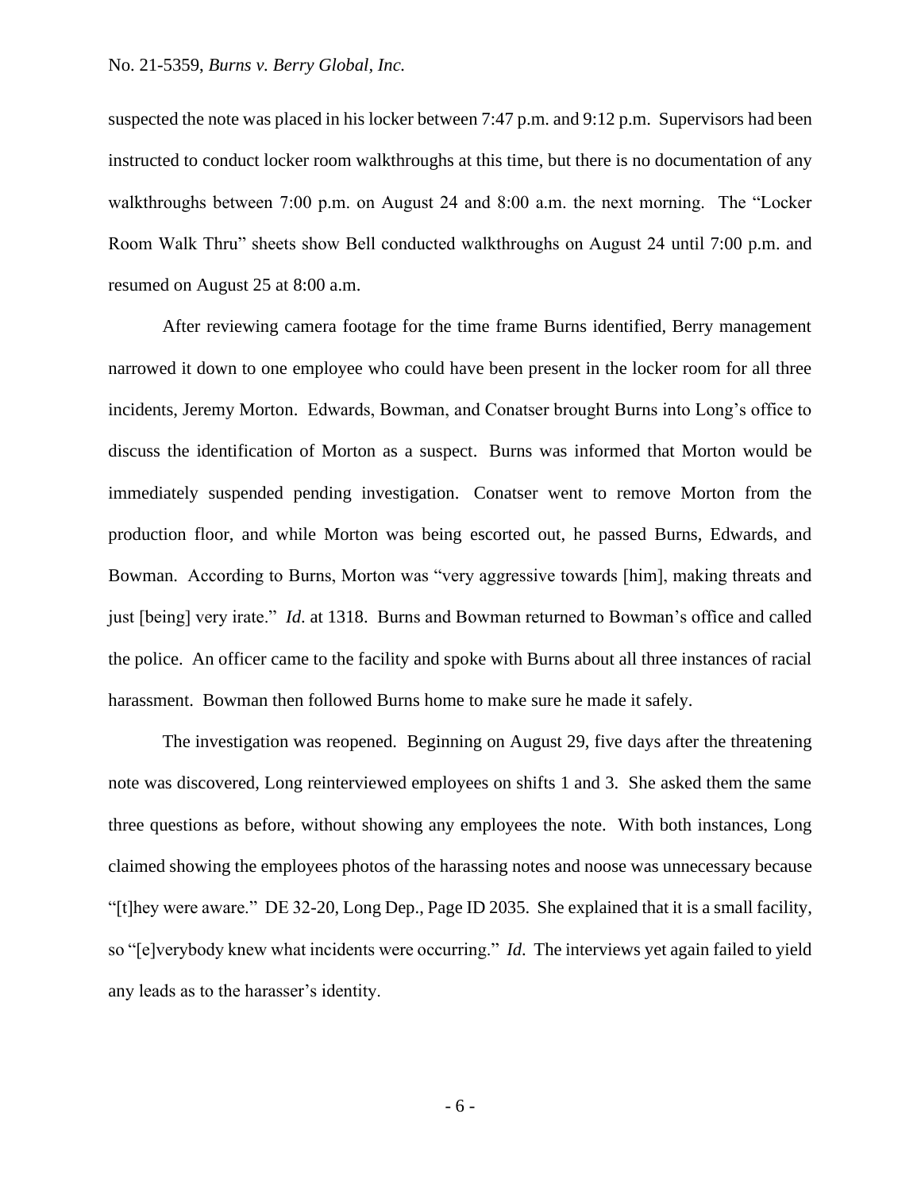suspected the note was placed in his locker between 7:47 p.m. and 9:12 p.m. Supervisors had been instructed to conduct locker room walkthroughs at this time, but there is no documentation of any walkthroughs between 7:00 p.m. on August 24 and 8:00 a.m. the next morning. The "Locker Room Walk Thru" sheets show Bell conducted walkthroughs on August 24 until 7:00 p.m. and resumed on August 25 at 8:00 a.m.

After reviewing camera footage for the time frame Burns identified, Berry management narrowed it down to one employee who could have been present in the locker room for all three incidents, Jeremy Morton. Edwards, Bowman, and Conatser brought Burns into Long's office to discuss the identification of Morton as a suspect. Burns was informed that Morton would be immediately suspended pending investigation. Conatser went to remove Morton from the production floor, and while Morton was being escorted out, he passed Burns, Edwards, and Bowman. According to Burns, Morton was "very aggressive towards [him], making threats and just [being] very irate." *Id*. at 1318. Burns and Bowman returned to Bowman's office and called the police. An officer came to the facility and spoke with Burns about all three instances of racial harassment. Bowman then followed Burns home to make sure he made it safely.

The investigation was reopened. Beginning on August 29, five days after the threatening note was discovered, Long reinterviewed employees on shifts 1 and 3. She asked them the same three questions as before, without showing any employees the note. With both instances, Long claimed showing the employees photos of the harassing notes and noose was unnecessary because "[t]hey were aware." DE 32-20, Long Dep., Page ID 2035. She explained that it is a small facility, so "[e]verybody knew what incidents were occurring." *Id*. The interviews yet again failed to yield any leads as to the harasser's identity.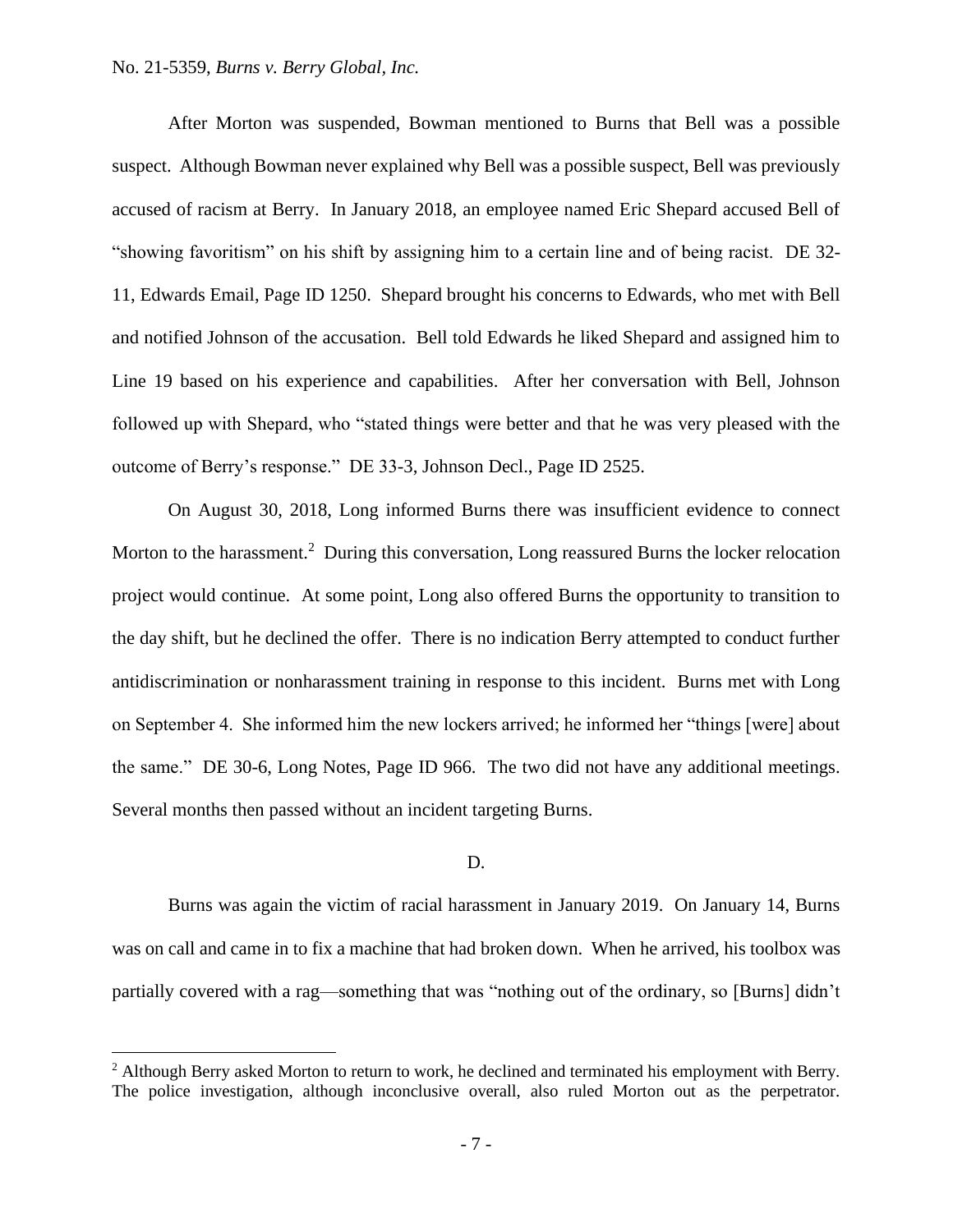After Morton was suspended, Bowman mentioned to Burns that Bell was a possible suspect. Although Bowman never explained why Bell was a possible suspect, Bell was previously accused of racism at Berry. In January 2018, an employee named Eric Shepard accused Bell of "showing favoritism" on his shift by assigning him to a certain line and of being racist. DE 32-11, Edwards Email, Page ID 1250. Shepard brought his concerns to Edwards, who met with Bell and notified Johnson of the accusation. Bell told Edwards he liked Shepard and assigned him to Line 19 based on his experience and capabilities. After her conversation with Bell, Johnson followed up with Shepard, who "stated things were better and that he was very pleased with the outcome of Berry's response." DE 33-3, Johnson Decl., Page ID 2525.

On August 30, 2018, Long informed Burns there was insufficient evidence to connect Morton to the harassment.[2] During this conversation, Long reassured Burns the locker relocation project would continue. At some point, Long also offered Burns the opportunity to transition to the day shift, but he declined the offer. There is no indication Berry attempted to conduct further antidiscrimination or nonharassment training in response to this incident. Burns met with Long on September 4. She informed him the new lockers arrived; he informed her "things [were] about the same." DE 30-6, Long Notes, Page ID 966. The two did not have any additional meetings. Several months then passed without an incident targeting Burns.

### D.

Burns was again the victim of racial harassment in January 2019. On January 14, Burns was on call and came in to fix a machine that had broken down. When he arrived, his toolbox was partially covered with a rag—something that was "nothing out of the ordinary, so [Burns] didn't

---

[2] Although Berry asked Morton to return to work, he declined and terminated his employment with Berry. The police investigation, although inconclusive overall, also ruled Morton out as the perpetrator.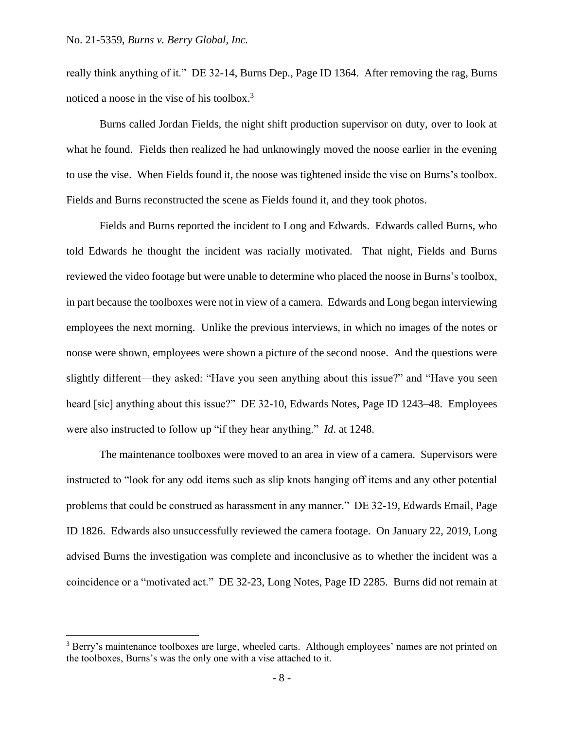really think anything of it." DE 32-14, Burns Dep., Page ID 1364. After removing the rag, Burns noticed a noose in the vise of his toolbox.[3]

Burns called Jordan Fields, the night shift production supervisor on duty, over to look at what he found. Fields then realized he had unknowingly moved the noose earlier in the evening to use the vise. When Fields found it, the noose was tightened inside the vise on Burns's toolbox. Fields and Burns reconstructed the scene as Fields found it, and they took photos.

Fields and Burns reported the incident to Long and Edwards. Edwards called Burns, who told Edwards he thought the incident was racially motivated. That night, Fields and Burns reviewed the video footage but were unable to determine who placed the noose in Burns's toolbox, in part because the toolboxes were not in view of a camera. Edwards and Long began interviewing employees the next morning. Unlike the previous interviews, in which no images of the notes or noose were shown, employees were shown a picture of the second noose. And the questions were slightly different—they asked: "Have you seen anything about this issue?" and "Have you seen heard [sic] anything about this issue?" DE 32-10, Edwards Notes, Page ID 1243–48. Employees were also instructed to follow up "if they hear anything." *Id*. at 1248.

The maintenance toolboxes were moved to an area in view of a camera. Supervisors were instructed to "look for any odd items such as slip knots hanging off items and any other potential problems that could be construed as harassment in any manner." DE 32-19, Edwards Email, Page ID 1826. Edwards also unsuccessfully reviewed the camera footage. On January 22, 2019, Long advised Burns the investigation was complete and inconclusive as to whether the incident was a coincidence or a "motivated act." DE 32-23, Long Notes, Page ID 2285. Burns did not remain at

[3] Berry's maintenance toolboxes are large, wheeled carts. Although employees' names are not printed on the toolboxes, Burns's was the only one with a vise attached to it.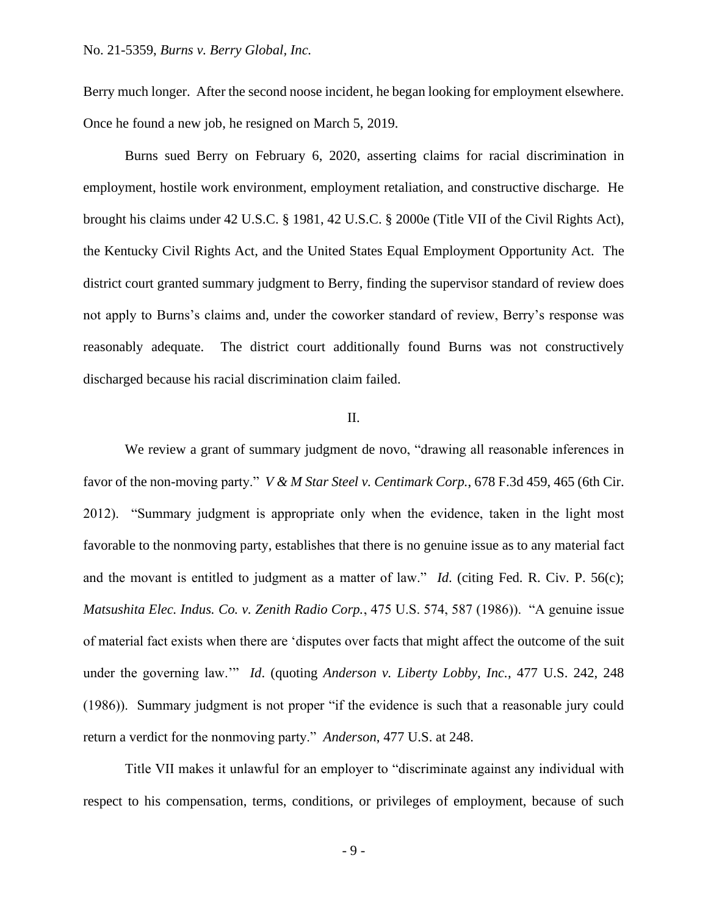Berry much longer. After the second noose incident, he began looking for employment elsewhere. Once he found a new job, he resigned on March 5, 2019.

Burns sued Berry on February 6, 2020, asserting claims for racial discrimination in employment, hostile work environment, employment retaliation, and constructive discharge. He brought his claims under 42 U.S.C. § 1981, 42 U.S.C. § 2000e (Title VII of the Civil Rights Act), the Kentucky Civil Rights Act, and the United States Equal Employment Opportunity Act. The district court granted summary judgment to Berry, finding the supervisor standard of review does not apply to Burns's claims and, under the coworker standard of review, Berry's response was reasonably adequate. The district court additionally found Burns was not constructively discharged because his racial discrimination claim failed.

## II.

We review a grant of summary judgment de novo, "drawing all reasonable inferences in favor of the non-moving party." *V & M Star Steel v. Centimark Corp.*, 678 F.3d 459, 465 (6th Cir. 2012). "Summary judgment is appropriate only when the evidence, taken in the light most favorable to the nonmoving party, establishes that there is no genuine issue as to any material fact and the movant is entitled to judgment as a matter of law." *Id*. (citing Fed. R. Civ. P. 56(c); *Matsushita Elec. Indus. Co. v. Zenith Radio Corp.*, 475 U.S. 574, 587 (1986)). "A genuine issue of material fact exists when there are 'disputes over facts that might affect the outcome of the suit under the governing law.'" *Id*. (quoting *Anderson v. Liberty Lobby, Inc.*, 477 U.S. 242, 248 (1986)). Summary judgment is not proper "if the evidence is such that a reasonable jury could return a verdict for the nonmoving party." *Anderson*, 477 U.S. at 248.

Title VII makes it unlawful for an employer to "discriminate against any individual with respect to his compensation, terms, conditions, or privileges of employment, because of such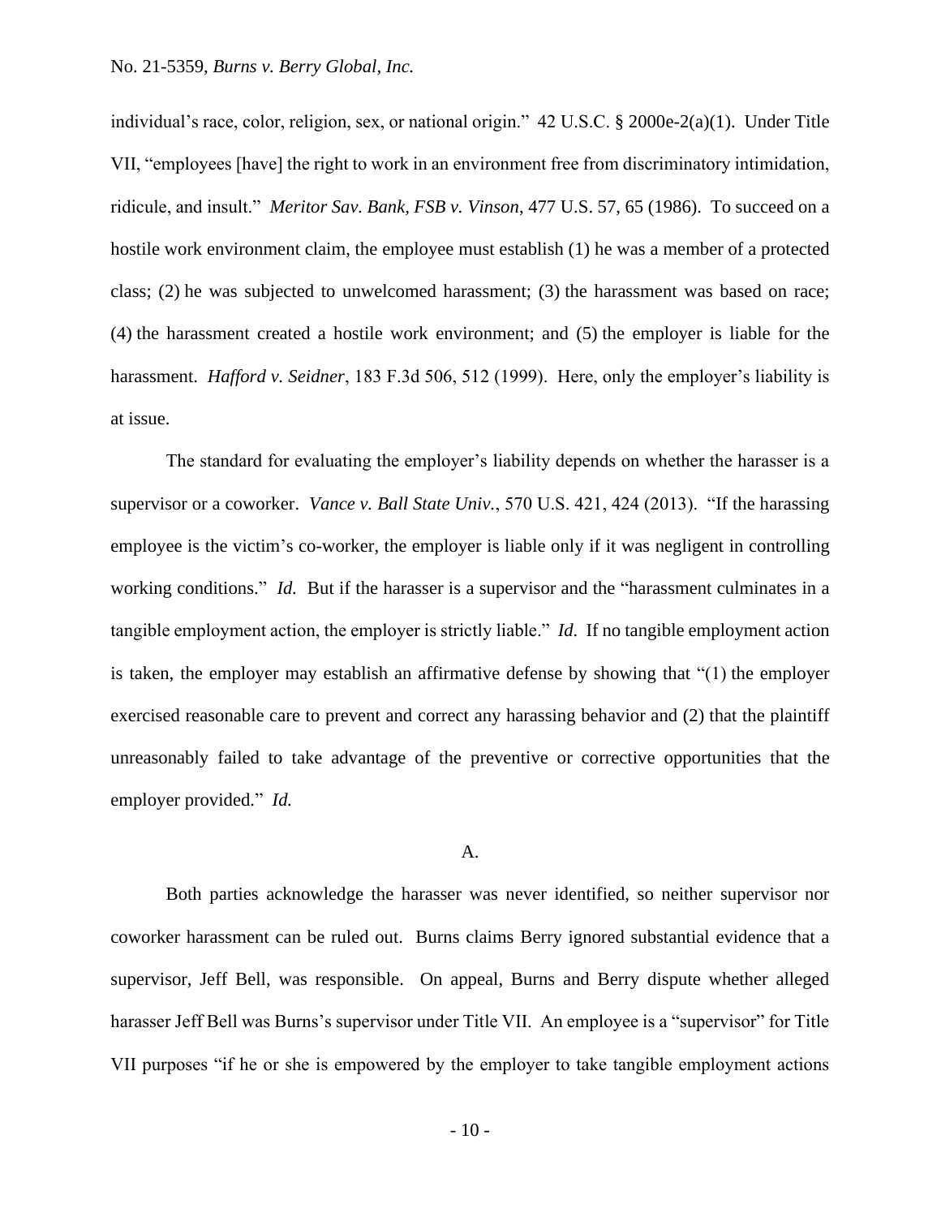individual's race, color, religion, sex, or national origin." 42 U.S.C. § 2000e-2(a)(1). Under Title VII, "employees [have] the right to work in an environment free from discriminatory intimidation, ridicule, and insult." *Meritor Sav. Bank, FSB v. Vinson*, 477 U.S. 57, 65 (1986). To succeed on a hostile work environment claim, the employee must establish (1) he was a member of a protected class; (2) he was subjected to unwelcomed harassment; (3) the harassment was based on race; (4) the harassment created a hostile work environment; and (5) the employer is liable for the harassment. *Hafford v. Seidner*, 183 F.3d 506, 512 (1999). Here, only the employer's liability is at issue.

The standard for evaluating the employer's liability depends on whether the harasser is a supervisor or a coworker. *Vance v. Ball State Univ.*, 570 U.S. 421, 424 (2013). "If the harassing employee is the victim's co-worker, the employer is liable only if it was negligent in controlling working conditions." *Id.* But if the harasser is a supervisor and the "harassment culminates in a tangible employment action, the employer is strictly liable." *Id*. If no tangible employment action is taken, the employer may establish an affirmative defense by showing that "(1) the employer exercised reasonable care to prevent and correct any harassing behavior and (2) that the plaintiff unreasonably failed to take advantage of the preventive or corrective opportunities that the employer provided." *Id.*

### A.

Both parties acknowledge the harasser was never identified, so neither supervisor nor coworker harassment can be ruled out. Burns claims Berry ignored substantial evidence that a supervisor, Jeff Bell, was responsible. On appeal, Burns and Berry dispute whether alleged harasser Jeff Bell was Burns's supervisor under Title VII. An employee is a "supervisor" for Title VII purposes "if he or she is empowered by the employer to take tangible employment actions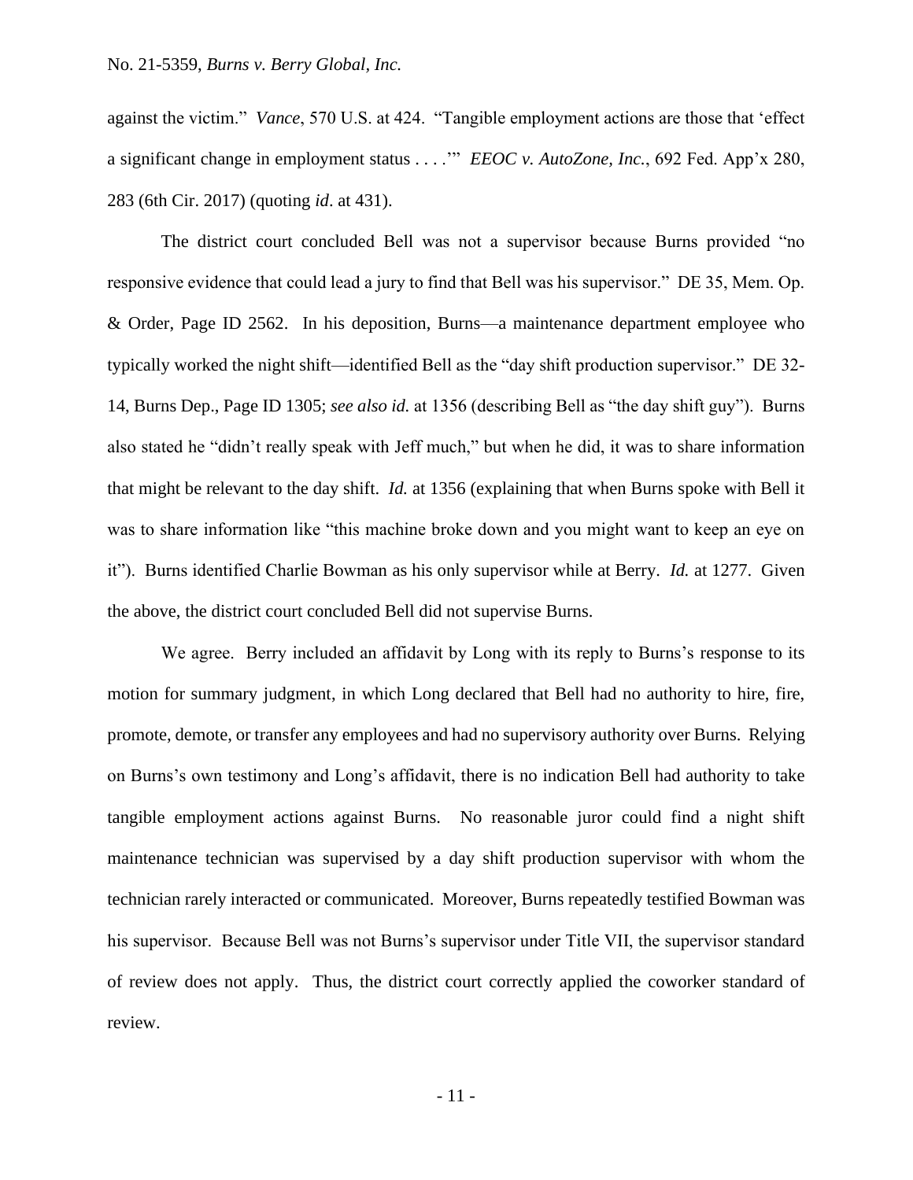against the victim." *Vance*, 570 U.S. at 424. "Tangible employment actions are those that 'effect a significant change in employment status . . . .'" *EEOC v. AutoZone, Inc.*, 692 Fed. App'x 280, 283 (6th Cir. 2017) (quoting *id*. at 431).

The district court concluded Bell was not a supervisor because Burns provided "no responsive evidence that could lead a jury to find that Bell was his supervisor." DE 35, Mem. Op. & Order, Page ID 2562. In his deposition, Burns—a maintenance department employee who typically worked the night shift—identified Bell as the "day shift production supervisor." DE 32-14, Burns Dep., Page ID 1305; *see also id.* at 1356 (describing Bell as "the day shift guy"). Burns also stated he "didn't really speak with Jeff much," but when he did, it was to share information that might be relevant to the day shift. *Id.* at 1356 (explaining that when Burns spoke with Bell it was to share information like "this machine broke down and you might want to keep an eye on it"). Burns identified Charlie Bowman as his only supervisor while at Berry. *Id.* at 1277. Given the above, the district court concluded Bell did not supervise Burns.

We agree. Berry included an affidavit by Long with its reply to Burns's response to its motion for summary judgment, in which Long declared that Bell had no authority to hire, fire, promote, demote, or transfer any employees and had no supervisory authority over Burns. Relying on Burns's own testimony and Long's affidavit, there is no indication Bell had authority to take tangible employment actions against Burns. No reasonable juror could find a night shift maintenance technician was supervised by a day shift production supervisor with whom the technician rarely interacted or communicated. Moreover, Burns repeatedly testified Bowman was his supervisor. Because Bell was not Burns's supervisor under Title VII, the supervisor standard of review does not apply. Thus, the district court correctly applied the coworker standard of review.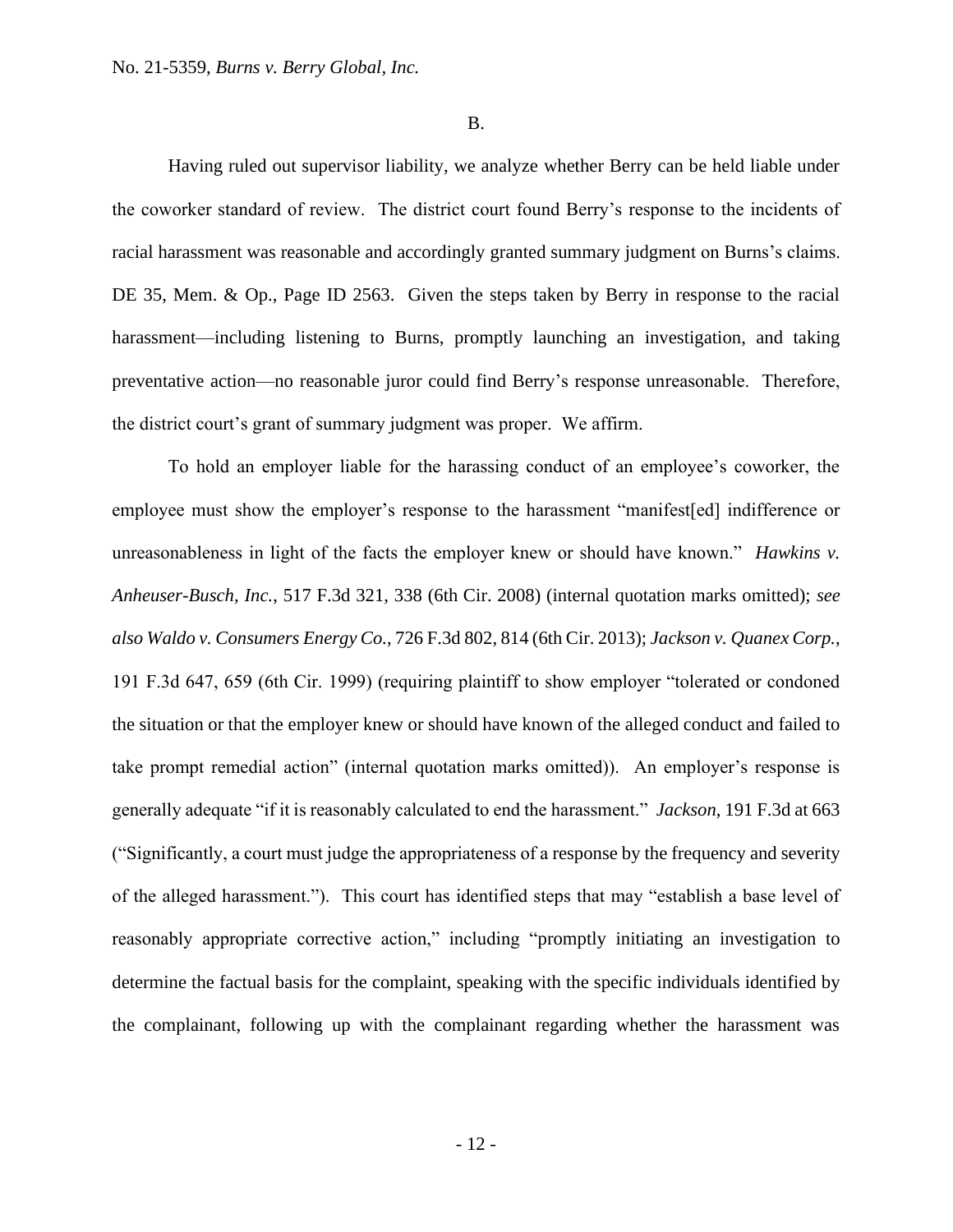B.

Having ruled out supervisor liability, we analyze whether Berry can be held liable under the coworker standard of review. The district court found Berry's response to the incidents of racial harassment was reasonable and accordingly granted summary judgment on Burns's claims. DE 35, Mem. & Op., Page ID 2563. Given the steps taken by Berry in response to the racial harassment—including listening to Burns, promptly launching an investigation, and taking preventative action—no reasonable juror could find Berry's response unreasonable. Therefore, the district court's grant of summary judgment was proper. We affirm.

To hold an employer liable for the harassing conduct of an employee's coworker, the employee must show the employer's response to the harassment "manifest[ed] indifference or unreasonableness in light of the facts the employer knew or should have known." *Hawkins v. Anheuser-Busch, Inc.*, 517 F.3d 321, 338 (6th Cir. 2008) (internal quotation marks omitted); *see also Waldo v. Consumers Energy Co.*, 726 F.3d 802, 814 (6th Cir. 2013); *Jackson v. Quanex Corp.*, 191 F.3d 647, 659 (6th Cir. 1999) (requiring plaintiff to show employer "tolerated or condoned the situation or that the employer knew or should have known of the alleged conduct and failed to take prompt remedial action" (internal quotation marks omitted)). An employer's response is generally adequate "if it is reasonably calculated to end the harassment." *Jackson*, 191 F.3d at 663 ("Significantly, a court must judge the appropriateness of a response by the frequency and severity of the alleged harassment."). This court has identified steps that may "establish a base level of reasonably appropriate corrective action," including "promptly initiating an investigation to determine the factual basis for the complaint, speaking with the specific individuals identified by the complainant, following up with the complainant regarding whether the harassment was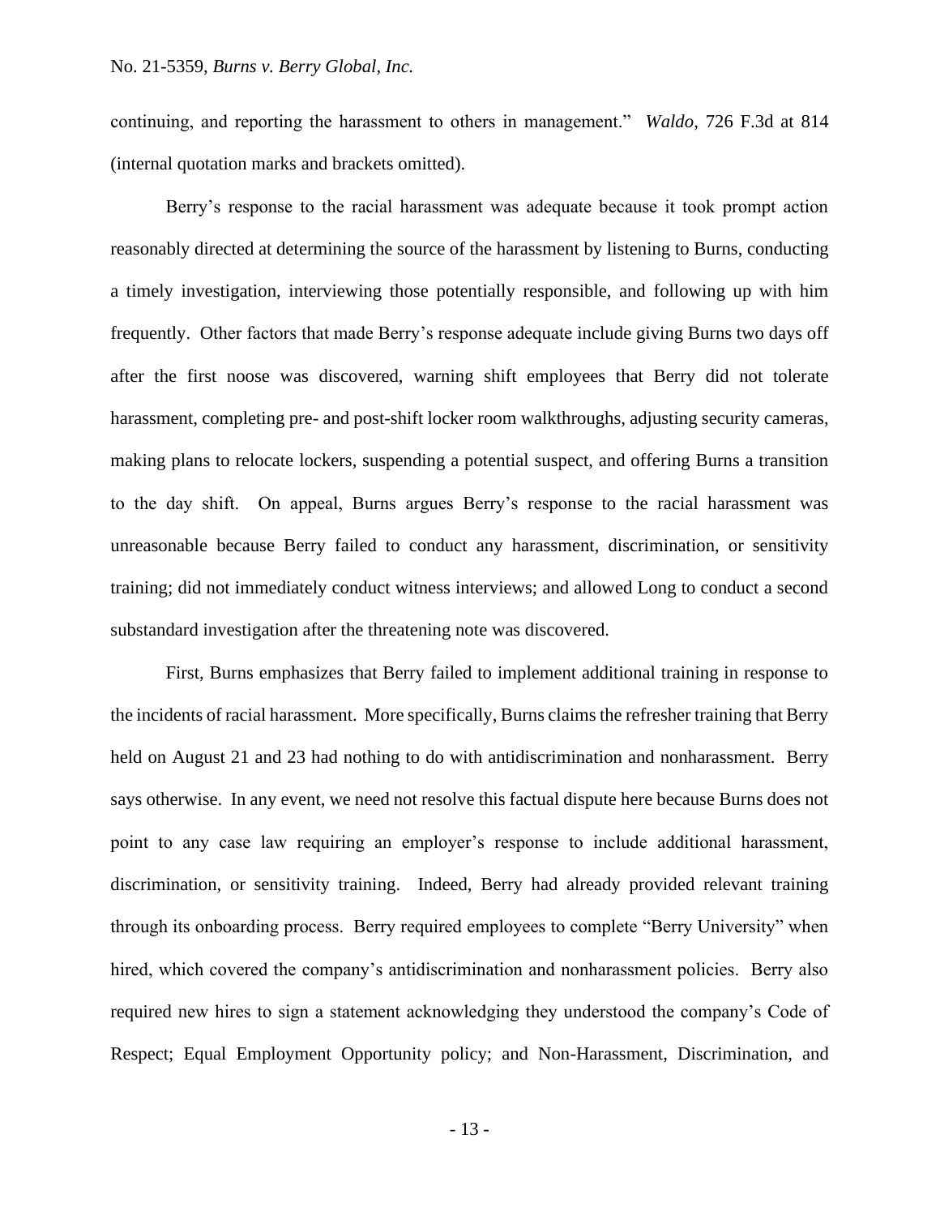continuing, and reporting the harassment to others in management." *Waldo*, 726 F.3d at 814 (internal quotation marks and brackets omitted).

Berry's response to the racial harassment was adequate because it took prompt action reasonably directed at determining the source of the harassment by listening to Burns, conducting a timely investigation, interviewing those potentially responsible, and following up with him frequently. Other factors that made Berry's response adequate include giving Burns two days off after the first noose was discovered, warning shift employees that Berry did not tolerate harassment, completing pre- and post-shift locker room walkthroughs, adjusting security cameras, making plans to relocate lockers, suspending a potential suspect, and offering Burns a transition to the day shift. On appeal, Burns argues Berry's response to the racial harassment was unreasonable because Berry failed to conduct any harassment, discrimination, or sensitivity training; did not immediately conduct witness interviews; and allowed Long to conduct a second substandard investigation after the threatening note was discovered.

First, Burns emphasizes that Berry failed to implement additional training in response to the incidents of racial harassment. More specifically, Burns claims the refresher training that Berry held on August 21 and 23 had nothing to do with antidiscrimination and nonharassment. Berry says otherwise. In any event, we need not resolve this factual dispute here because Burns does not point to any case law requiring an employer's response to include additional harassment, discrimination, or sensitivity training. Indeed, Berry had already provided relevant training through its onboarding process. Berry required employees to complete "Berry University" when hired, which covered the company's antidiscrimination and nonharassment policies. Berry also required new hires to sign a statement acknowledging they understood the company's Code of Respect; Equal Employment Opportunity policy; and Non-Harassment, Discrimination, and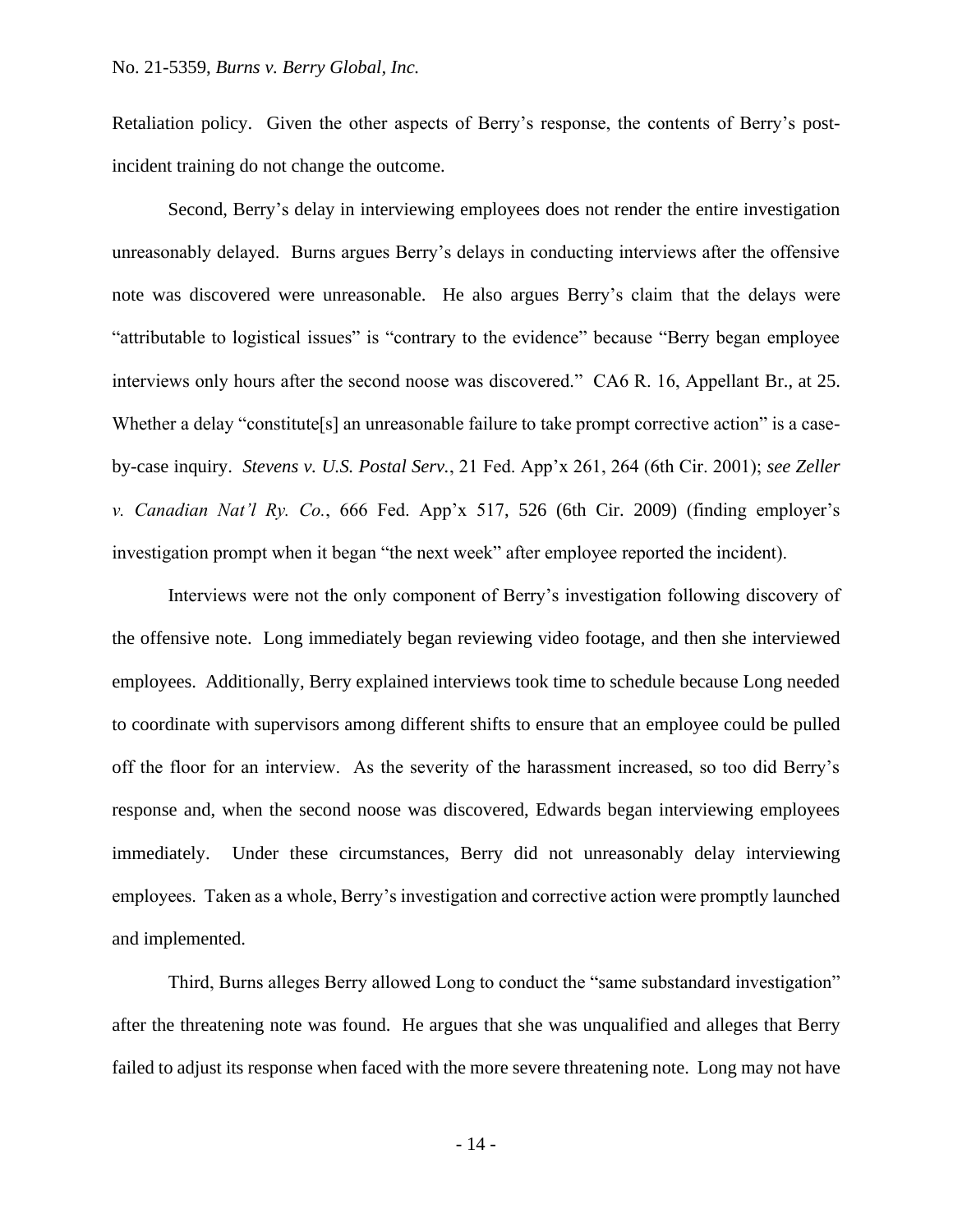Retaliation policy. Given the other aspects of Berry's response, the contents of Berry's post-incident training do not change the outcome.

Second, Berry's delay in interviewing employees does not render the entire investigation unreasonably delayed. Burns argues Berry's delays in conducting interviews after the offensive note was discovered were unreasonable. He also argues Berry's claim that the delays were "attributable to logistical issues" is "contrary to the evidence" because "Berry began employee interviews only hours after the second noose was discovered." CA6 R. 16, Appellant Br., at 25. Whether a delay "constitute[s] an unreasonable failure to take prompt corrective action" is a case-by-case inquiry. *Stevens v. U.S. Postal Serv.*, 21 Fed. App'x 261, 264 (6th Cir. 2001); *see Zeller v. Canadian Nat'l Ry. Co.*, 666 Fed. App'x 517, 526 (6th Cir. 2009) (finding employer's investigation prompt when it began "the next week" after employee reported the incident).

Interviews were not the only component of Berry's investigation following discovery of the offensive note. Long immediately began reviewing video footage, and then she interviewed employees. Additionally, Berry explained interviews took time to schedule because Long needed to coordinate with supervisors among different shifts to ensure that an employee could be pulled off the floor for an interview. As the severity of the harassment increased, so too did Berry's response and, when the second noose was discovered, Edwards began interviewing employees immediately. Under these circumstances, Berry did not unreasonably delay interviewing employees. Taken as a whole, Berry's investigation and corrective action were promptly launched and implemented.

Third, Burns alleges Berry allowed Long to conduct the "same substandard investigation" after the threatening note was found. He argues that she was unqualified and alleges that Berry failed to adjust its response when faced with the more severe threatening note. Long may not have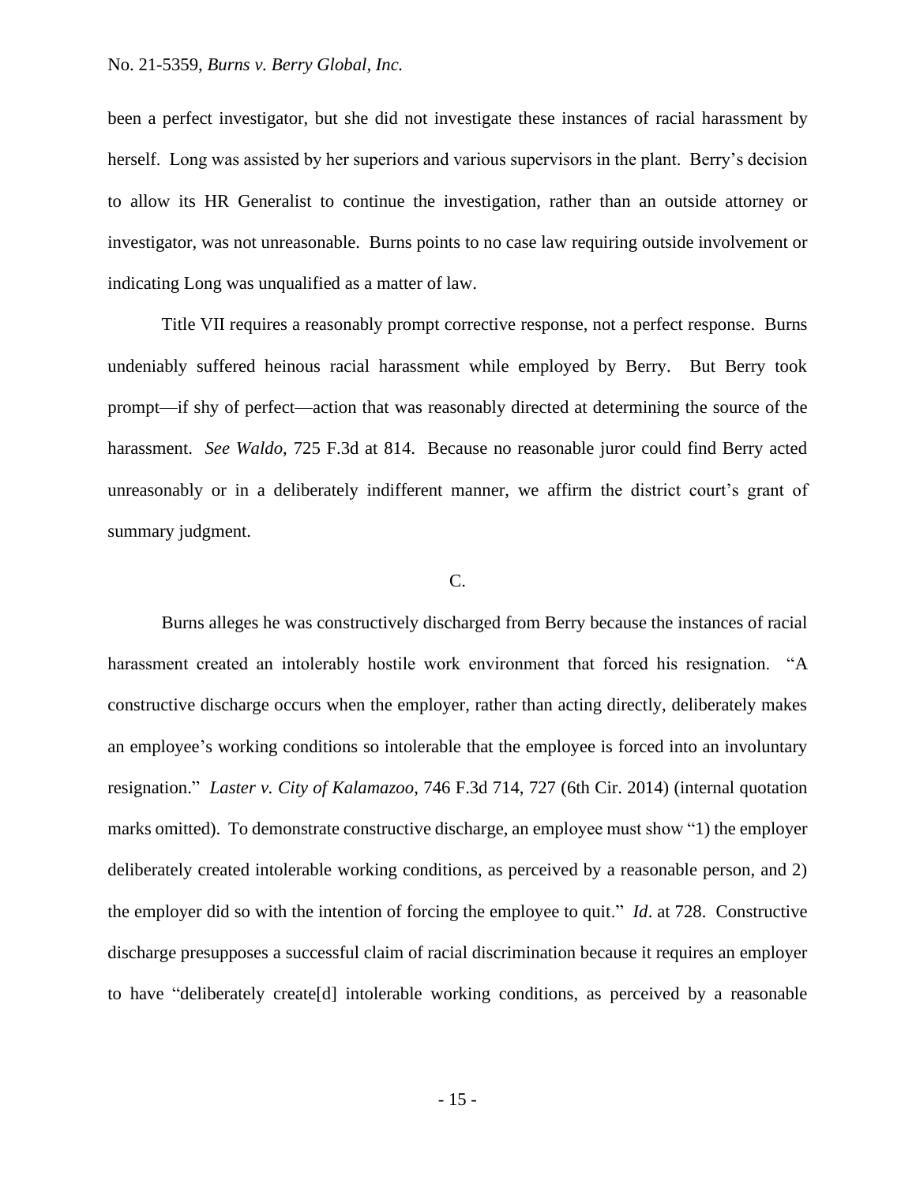been a perfect investigator, but she did not investigate these instances of racial harassment by herself. Long was assisted by her superiors and various supervisors in the plant. Berry's decision to allow its HR Generalist to continue the investigation, rather than an outside attorney or investigator, was not unreasonable. Burns points to no case law requiring outside involvement or indicating Long was unqualified as a matter of law.

Title VII requires a reasonably prompt corrective response, not a perfect response. Burns undeniably suffered heinous racial harassment while employed by Berry. But Berry took prompt—if shy of perfect—action that was reasonably directed at determining the source of the harassment. *See Waldo*, 725 F.3d at 814. Because no reasonable juror could find Berry acted unreasonably or in a deliberately indifferent manner, we affirm the district court's grant of summary judgment.

C.

Burns alleges he was constructively discharged from Berry because the instances of racial harassment created an intolerably hostile work environment that forced his resignation. "A constructive discharge occurs when the employer, rather than acting directly, deliberately makes an employee's working conditions so intolerable that the employee is forced into an involuntary resignation." *Laster v. City of Kalamazoo*, 746 F.3d 714, 727 (6th Cir. 2014) (internal quotation marks omitted). To demonstrate constructive discharge, an employee must show "1) the employer deliberately created intolerable working conditions, as perceived by a reasonable person, and 2) the employer did so with the intention of forcing the employee to quit." *Id*. at 728. Constructive discharge presupposes a successful claim of racial discrimination because it requires an employer to have "deliberately create[d] intolerable working conditions, as perceived by a reasonable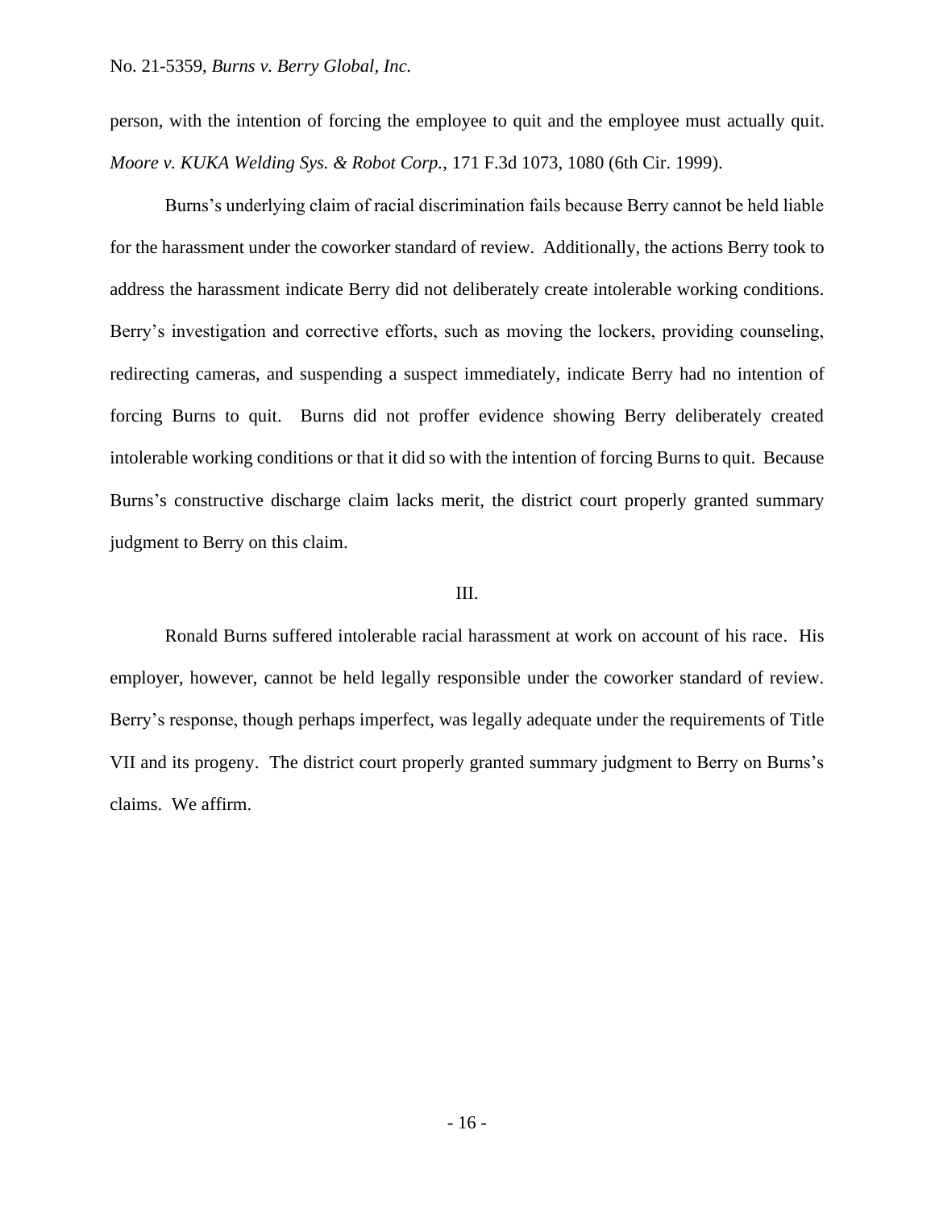person, with the intention of forcing the employee to quit and the employee must actually quit. *Moore v. KUKA Welding Sys. & Robot Corp.*, 171 F.3d 1073, 1080 (6th Cir. 1999).

Burns's underlying claim of racial discrimination fails because Berry cannot be held liable for the harassment under the coworker standard of review. Additionally, the actions Berry took to address the harassment indicate Berry did not deliberately create intolerable working conditions. Berry's investigation and corrective efforts, such as moving the lockers, providing counseling, redirecting cameras, and suspending a suspect immediately, indicate Berry had no intention of forcing Burns to quit. Burns did not proffer evidence showing Berry deliberately created intolerable working conditions or that it did so with the intention of forcing Burns to quit. Because Burns's constructive discharge claim lacks merit, the district court properly granted summary judgment to Berry on this claim.

## III.

Ronald Burns suffered intolerable racial harassment at work on account of his race. His employer, however, cannot be held legally responsible under the coworker standard of review. Berry's response, though perhaps imperfect, was legally adequate under the requirements of Title VII and its progeny. The district court properly granted summary judgment to Berry on Burns's claims. We affirm.